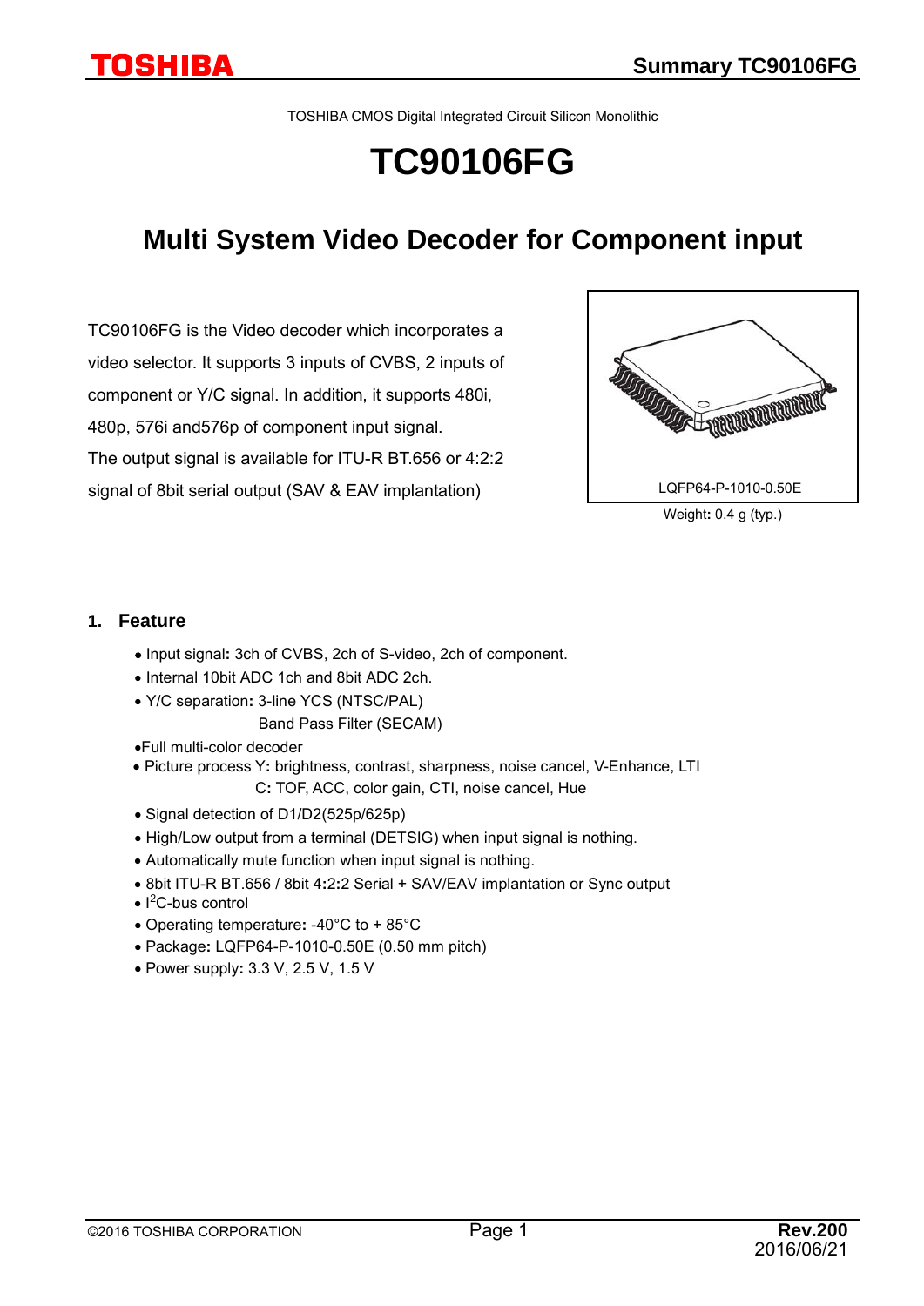TOSHIBA CMOS Digital Integrated Circuit Silicon Monolithic

# TC90106FG

## Multi System Video Decoder for Component input

TC90106FG is the Video decoder which incorporates a video selector. It supports 3 inputs of CVBS, 2 inputs of component or Y/C signal. In addition, it supports 480i, 480p, 576i and576p of component input signal.
The output signal is available for ITU-R BT.656 or 4:2:2 signal of 8bit serial output (SAV & EAV implantation)

LQFP64-P-1010-0.50E

Weight: 0.4 g (typ.)

### 1. Feature

- Input signal: 3ch of CVBS, 2ch of S-video, 2ch of component.
- Internal 10bit ADC 1ch and 8bit ADC 2ch.
- Y/C separation: 3-line YCS (NTSC/PAL)
  Band Pass Filter (SECAM)
- Full multi-color decoder
- Picture process Y: brightness, contrast, sharpness, noise cancel, V-Enhance, LTI
  C: TOF, ACC, color gain, CTI, noise cancel, Hue
- Signal detection of D1/D2(525p/625p)
- High/Low output from a terminal (DETSIG) when input signal is nothing.
- Automatically mute function when input signal is nothing.
- 8bit ITU-R BT.656 / 8bit 4:2:2 Serial + SAV/EAV implantation or Sync output
- $I^2C$-bus control
- Operating temperature: -40°C to + 85°C
- Package: LQFP64-P-1010-0.50E (0.50 mm pitch)
- Power supply: 3.3 V, 2.5 V, 1.5 V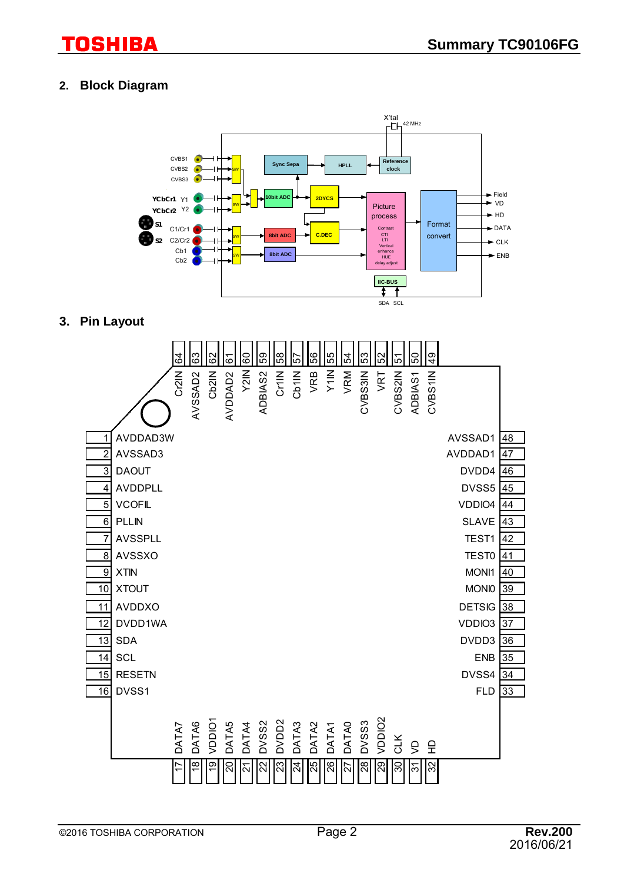## 2. Block Diagram

X'tal 42 MHz

CVBS1, CVBS2, CVBS3

YCbCr1 Y1, YCbCr2 Y2

S1, S2, C1/Cr1, C2/Cr2, Cb1, Cb2

SW, Sync Sepa, HPLL, Reference clock, 10bit ADC, 2DYCS, C.DEC, 8bit ADC, 8bit ADC

Picture process (Contrast, CTI, LTI, Vertical enhance, HUE, delay adjust)

Format convert

IIC-BUS (SDA, SCL)

Field, VD, HD, DATA, CLK, ENB

## 3. Pin Layout

| Pin | Name | Pin | Name |
|---|---|---|---|
| 1 | AVDDAD3W | 48 | AVSSAD1 |
| 2 | AVSSAD3 | 47 | AVDDAD1 |
| 3 | DAOUT | 46 | DVDD4 |
| 4 | AVDDPLL | 45 | DVSS5 |
| 5 | VCOFIL | 44 | VDDIO4 |
| 6 | PLLIN | 43 | SLAVE |
| 7 | AVSSPLL | 42 | TEST1 |
| 8 | AVSSXO | 41 | TEST0 |
| 9 | XTIN | 40 | MONI1 |
| 10 | XTOUT | 39 | MONI0 |
| 11 | AVDDXO | 38 | DETSIG |
| 12 | DVDD1WA | 37 | VDDIO3 |
| 13 | SDA | 36 | DVDD3 |
| 14 | SCL | 35 | ENB |
| 15 | RESETN | 34 | DVSS4 |
| 16 | DVSS1 | 33 | FLD |

| Pin | Name | Pin | Name |
|---|---|---|---|
| 17 | DATA7 | 64 | Cr2IN |
| 18 | DATA6 | 63 | AVSSAD2 |
| 19 | VDDIO1 | 62 | Cb2IN |
| 20 | DATA5 | 61 | AVDDAD2 |
| 21 | DATA4 | 60 | Y2IN |
| 22 | DVSS2 | 59 | ADBIAS2 |
| 23 | DVDD2 | 58 | Cr1IN |
| 24 | DATA3 | 57 | Cb1IN |
| 25 | DATA2 | 56 | VRB |
| 26 | DATA1 | 55 | Y1IN |
| 27 | DATA0 | 54 | VRM |
| 28 | DVSS3 | 53 | CVBS3IN |
| 29 | VDDIO2 | 52 | VRT |
| 30 | CLK | 51 | CVBS2IN |
| 31 | VD | 50 | ADBIAS1 |
| 32 | HD | 49 | CVBS1IN |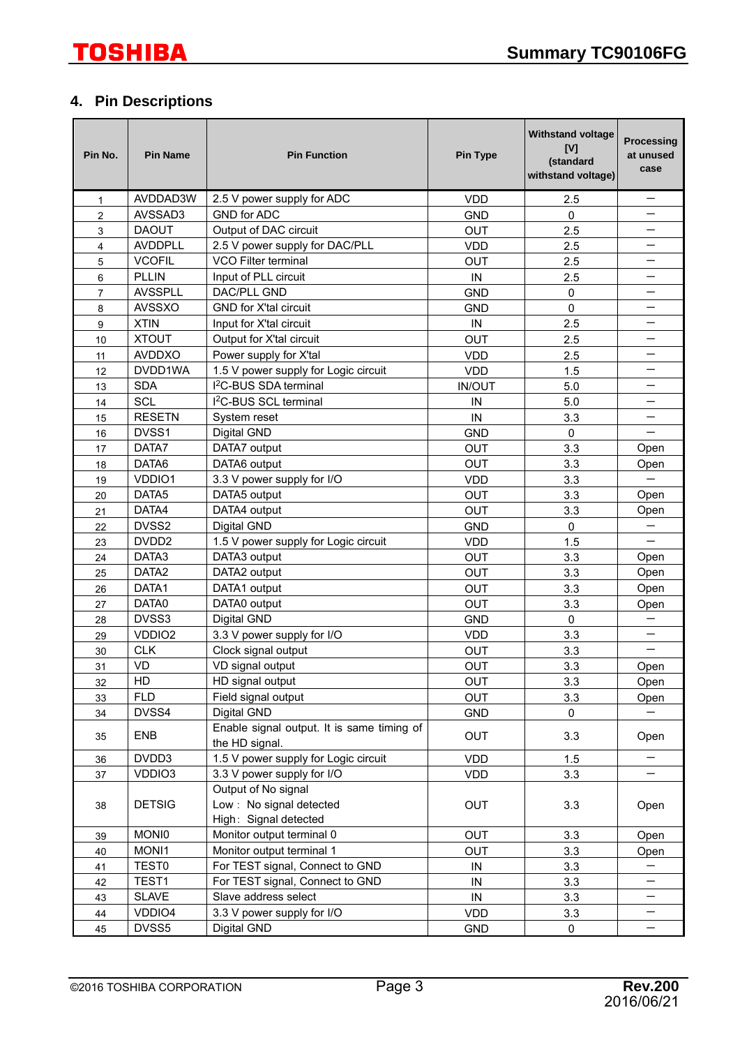## 4. Pin Descriptions

| Pin No. | Pin Name | Pin Function | Pin Type | Withstand voltage [V] (standard withstand voltage) | Processing at unused case |
|---|---|---|---|---|---|
| 1 | AVDDAD3W | 2.5 V power supply for ADC | VDD | 2.5 | – |
| 2 | AVSSAD3 | GND for ADC | GND | 0 | – |
| 3 | DAOUT | Output of DAC circuit | OUT | 2.5 | – |
| 4 | AVDDPLL | 2.5 V power supply for DAC/PLL | VDD | 2.5 | – |
| 5 | VCOFIL | VCO Filter terminal | OUT | 2.5 | – |
| 6 | PLLIN | Input of PLL circuit | IN | 2.5 | – |
| 7 | AVSSPLL | DAC/PLL GND | GND | 0 | – |
| 8 | AVSSXO | GND for X'tal circuit | GND | 0 | – |
| 9 | XTIN | Input for X'tal circuit | IN | 2.5 | – |
| 10 | XTOUT | Output for X'tal circuit | OUT | 2.5 | – |
| 11 | AVDDXO | Power supply for X'tal | VDD | 2.5 | – |
| 12 | DVDD1WA | 1.5 V power supply for Logic circuit | VDD | 1.5 | – |
| 13 | SDA | I2C-BUS SDA terminal | IN/OUT | 5.0 | – |
| 14 | SCL | I2C-BUS SCL terminal | IN | 5.0 | – |
| 15 | RESETN | System reset | IN | 3.3 | – |
| 16 | DVSS1 | Digital GND | GND | 0 | – |
| 17 | DATA7 | DATA7 output | OUT | 3.3 | Open |
| 18 | DATA6 | DATA6 output | OUT | 3.3 | Open |
| 19 | VDDIO1 | 3.3 V power supply for I/O | VDD | 3.3 | – |
| 20 | DATA5 | DATA5 output | OUT | 3.3 | Open |
| 21 | DATA4 | DATA4 output | OUT | 3.3 | Open |
| 22 | DVSS2 | Digital GND | GND | 0 | – |
| 23 | DVDD2 | 1.5 V power supply for Logic circuit | VDD | 1.5 | – |
| 24 | DATA3 | DATA3 output | OUT | 3.3 | Open |
| 25 | DATA2 | DATA2 output | OUT | 3.3 | Open |
| 26 | DATA1 | DATA1 output | OUT | 3.3 | Open |
| 27 | DATA0 | DATA0 output | OUT | 3.3 | Open |
| 28 | DVSS3 | Digital GND | GND | 0 | – |
| 29 | VDDIO2 | 3.3 V power supply for I/O | VDD | 3.3 | – |
| 30 | CLK | Clock signal output | OUT | 3.3 | – |
| 31 | VD | VD signal output | OUT | 3.3 | Open |
| 32 | HD | HD signal output | OUT | 3.3 | Open |
| 33 | FLD | Field signal output | OUT | 3.3 | Open |
| 34 | DVSS4 | Digital GND | GND | 0 | – |
| 35 | ENB | Enable signal output. It is same timing of the HD signal. | OUT | 3.3 | Open |
| 36 | DVDD3 | 1.5 V power supply for Logic circuit | VDD | 1.5 | – |
| 37 | VDDIO3 | 3.3 V power supply for I/O | VDD | 3.3 | – |
| 38 | DETSIG | Output of No signal<br>Low : No signal detected<br>High : Signal detected | OUT | 3.3 | Open |
| 39 | MONI0 | Monitor output terminal 0 | OUT | 3.3 | Open |
| 40 | MONI1 | Monitor output terminal 1 | OUT | 3.3 | Open |
| 41 | TEST0 | For TEST signal, Connect to GND | IN | 3.3 | – |
| 42 | TEST1 | For TEST signal, Connect to GND | IN | 3.3 | – |
| 43 | SLAVE | Slave address select | IN | 3.3 | – |
| 44 | VDDIO4 | 3.3 V power supply for I/O | VDD | 3.3 | – |
| 45 | DVSS5 | Digital GND | GND | 0 | – |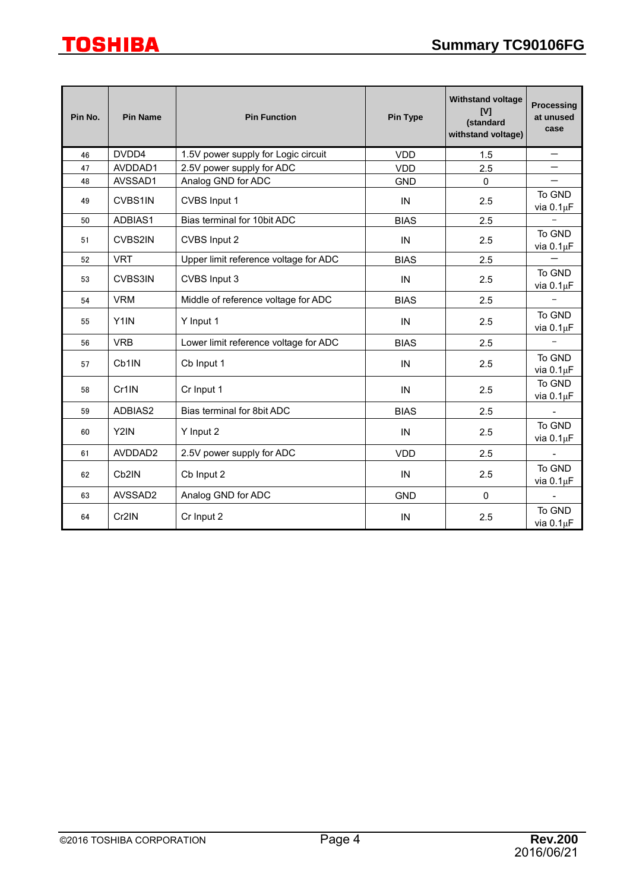| Pin No. | Pin Name | Pin Function | Pin Type | Withstand voltage [V] (standard withstand voltage) | Processing at unused case |
|---|---|---|---|---|---|
| 46 | DVDD4 | 1.5V power supply for Logic circuit | VDD | 1.5 | － |
| 47 | AVDDAD1 | 2.5V power supply for ADC | VDD | 2.5 | － |
| 48 | AVSSAD1 | Analog GND for ADC | GND | 0 | － |
| 49 | CVBS1IN | CVBS Input 1 | IN | 2.5 | To GND via 0.1μF |
| 50 | ADBIAS1 | Bias terminal for 10bit ADC | BIAS | 2.5 | － |
| 51 | CVBS2IN | CVBS Input 2 | IN | 2.5 | To GND via 0.1μF |
| 52 | VRT | Upper limit reference voltage for ADC | BIAS | 2.5 | － |
| 53 | CVBS3IN | CVBS Input 3 | IN | 2.5 | To GND via 0.1μF |
| 54 | VRM | Middle of reference voltage for ADC | BIAS | 2.5 | － |
| 55 | Y1IN | Y Input 1 | IN | 2.5 | To GND via 0.1μF |
| 56 | VRB | Lower limit reference voltage for ADC | BIAS | 2.5 | － |
| 57 | Cb1IN | Cb Input 1 | IN | 2.5 | To GND via 0.1μF |
| 58 | Cr1IN | Cr Input 1 | IN | 2.5 | To GND via 0.1μF |
| 59 | ADBIAS2 | Bias terminal for 8bit ADC | BIAS | 2.5 | - |
| 60 | Y2IN | Y Input 2 | IN | 2.5 | To GND via 0.1μF |
| 61 | AVDDAD2 | 2.5V power supply for ADC | VDD | 2.5 | - |
| 62 | Cb2IN | Cb Input 2 | IN | 2.5 | To GND via 0.1μF |
| 63 | AVSSAD2 | Analog GND for ADC | GND | 0 | - |
| 64 | Cr2IN | Cr Input 2 | IN | 2.5 | To GND via 0.1μF |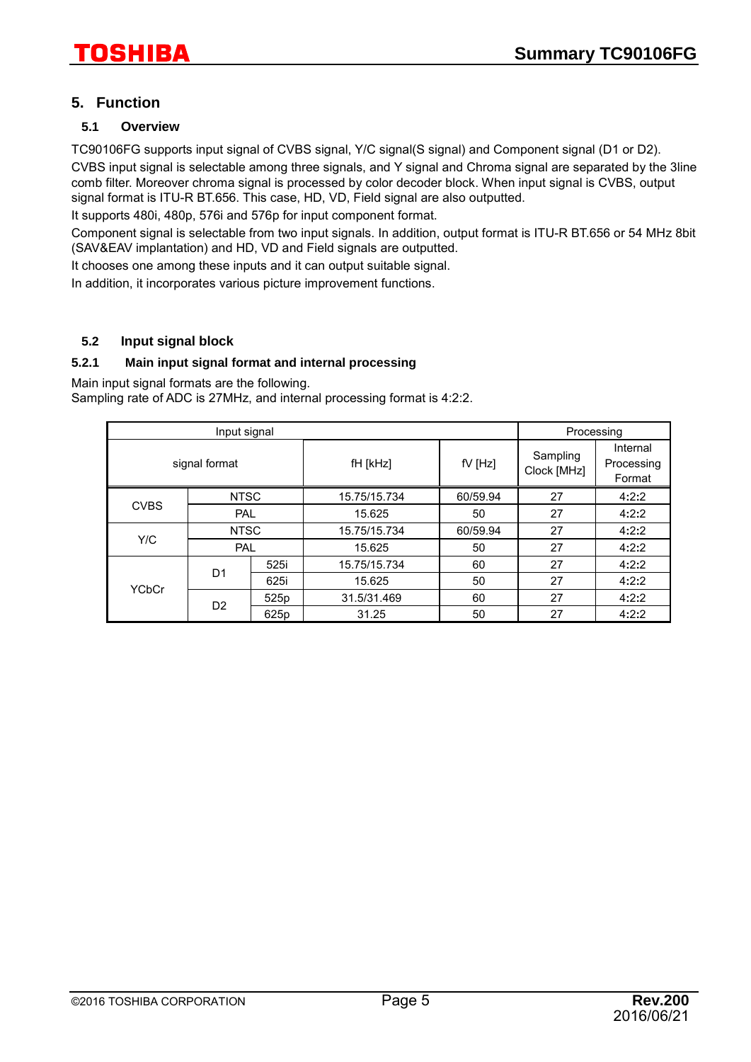## 5. Function

### 5.1 Overview

TC90106FG supports input signal of CVBS signal, Y/C signal(S signal) and Component signal (D1 or D2).
CVBS input signal is selectable among three signals, and Y signal and Chroma signal are separated by the 3line comb filter. Moreover chroma signal is processed by color decoder block. When input signal is CVBS, output signal format is ITU-R BT.656. This case, HD, VD, Field signal are also outputted.

It supports 480i, 480p, 576i and 576p for input component format.

Component signal is selectable from two input signals. In addition, output format is ITU-R BT.656 or 54 MHz 8bit (SAV&EAV implantation) and HD, VD and Field signals are outputted.

It chooses one among these inputs and it can output suitable signal.

In addition, it incorporates various picture improvement functions.

### 5.2 Input signal block

#### 5.2.1 Main input signal format and internal processing

Main input signal formats are the following.
Sampling rate of ADC is 27MHz, and internal processing format is 4:2:2.

| Input signal | | | | | Processing | |
|---|---|---|---|---|---|---|
| signal format | | | fH [kHz] | fV [Hz] | Sampling Clock [MHz] | Internal Processing Format |
| CVBS | NTSC | | 15.75/15.734 | 60/59.94 | 27 | 4:2:2 |
| | PAL | | 15.625 | 50 | 27 | 4:2:2 |
| Y/C | NTSC | | 15.75/15.734 | 60/59.94 | 27 | 4:2:2 |
| | PAL | | 15.625 | 50 | 27 | 4:2:2 |
| YCbCr | D1 | 525i | 15.75/15.734 | 60 | 27 | 4:2:2 |
| | | 625i | 15.625 | 50 | 27 | 4:2:2 |
| | D2 | 525p | 31.5/31.469 | 60 | 27 | 4:2:2 |
| | | 625p | 31.25 | 50 | 27 | 4:2:2 |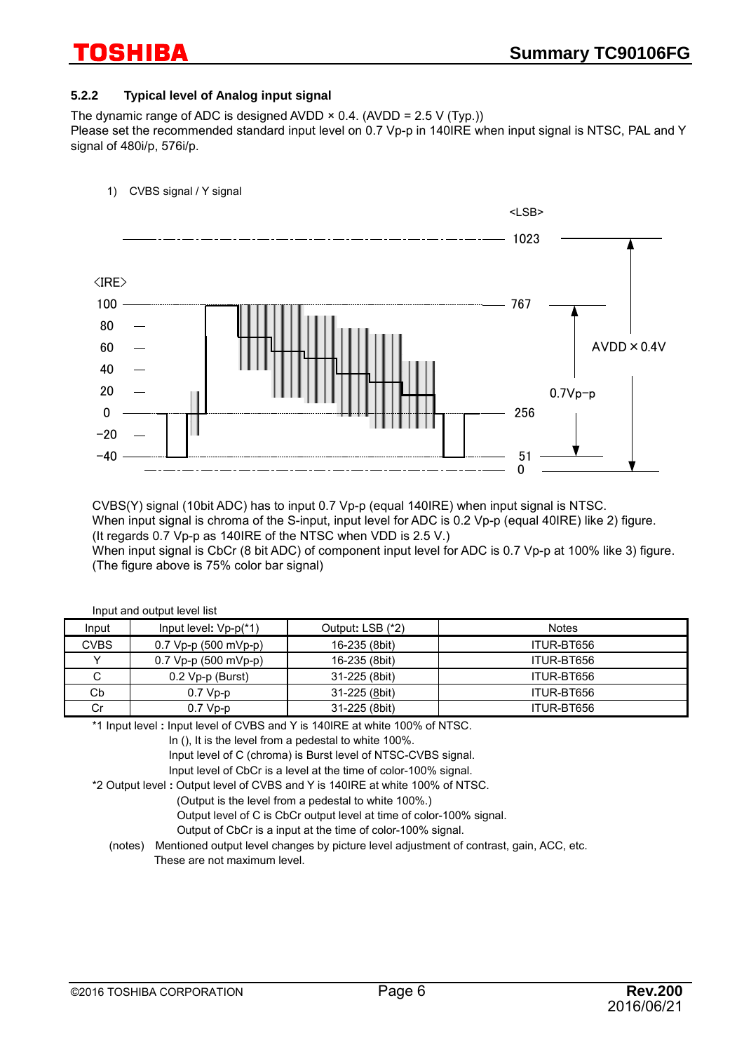### 5.2.2 Typical level of Analog input signal

The dynamic range of ADC is designed AVDD × 0.4. (AVDD = 2.5 V (Typ.))
Please set the recommended standard input level on 0.7 Vp-p in 140IRE when input signal is NTSC, PAL and Y signal of 480i/p, 576i/p.

1) CVBS signal / Y signal

CVBS(Y) signal (10bit ADC) has to input 0.7 Vp-p (equal 140IRE) when input signal is NTSC.
When input signal is chroma of the S-input, input level for ADC is 0.2 Vp-p (equal 40IRE) like 2) figure.
(It regards 0.7 Vp-p as 140IRE of the NTSC when VDD is 2.5 V.)
When input signal is CbCr (8 bit ADC) of component input level for ADC is 0.7 Vp-p at 100% like 3) figure.
(The figure above is 75% color bar signal)

Input and output level list

| Input | Input level: Vp-p(*1) | Output: LSB (*2) | Notes |
|---|---|---|---|
| CVBS | 0.7 Vp-p (500 mVp-p) | 16-235 (8bit) | ITUR-BT656 |
| Y | 0.7 Vp-p (500 mVp-p) | 16-235 (8bit) | ITUR-BT656 |
| C | 0.2 Vp-p (Burst) | 31-225 (8bit) | ITUR-BT656 |
| Cb | 0.7 Vp-p | 31-225 (8bit) | ITUR-BT656 |
| Cr | 0.7 Vp-p | 31-225 (8bit) | ITUR-BT656 |

*1 Input level : Input level of CVBS and Y is 140IRE at white 100% of NTSC.
In (), It is the level from a pedestal to white 100%.
Input level of C (chroma) is Burst level of NTSC-CVBS signal.
Input level of CbCr is a level at the time of color-100% signal.

*2 Output level : Output level of CVBS and Y is 140IRE at white 100% of NTSC.
(Output is the level from a pedestal to white 100%.)
Output level of C is CbCr output level at time of color-100% signal.
Output of CbCr is a input at the time of color-100% signal.

(notes) Mentioned output level changes by picture level adjustment of contrast, gain, ACC, etc.
These are not maximum level.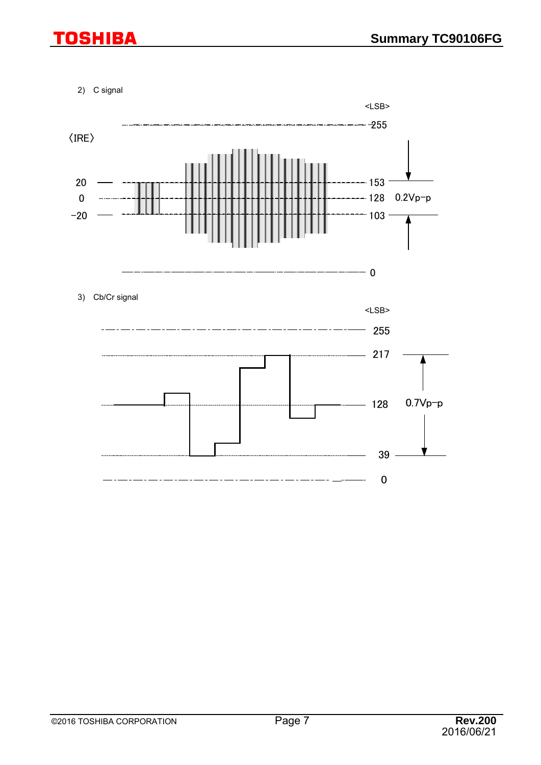2) C signal

<LSB>

〈IRE〉

| IRE | LSB |
|---|---|
| | 255 |
| 20 | 153 |
| 0 | 128 |
| −20 | 103 |
| | 0 |

0.2Vp−p

3) Cb/Cr signal

<LSB>

| LSB |
|---|
| 255 |
| 217 |
| 128 |
| 39 |
| 0 |

0.7Vp−p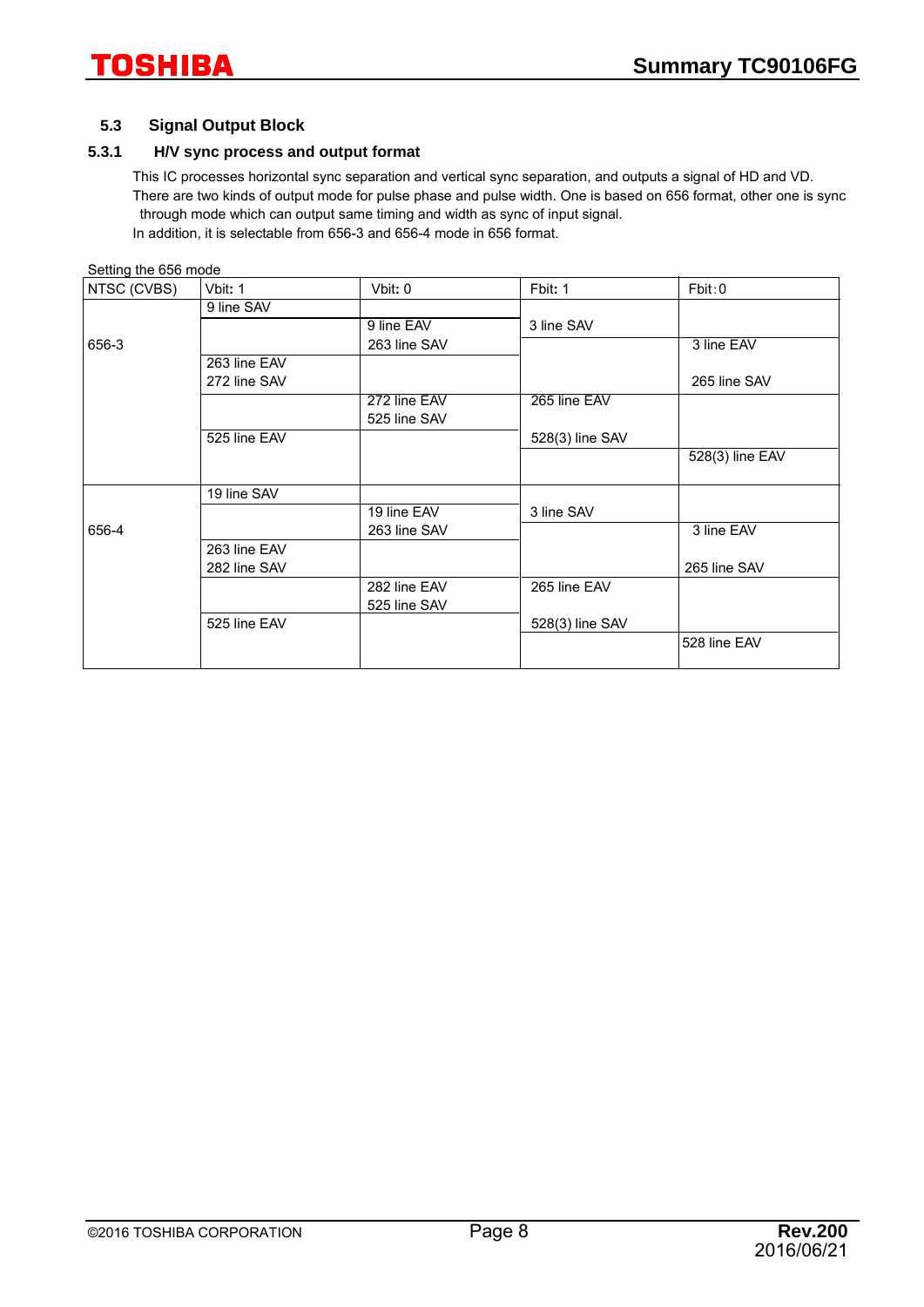## 5.3 Signal Output Block

### 5.3.1 H/V sync process and output format

This IC processes horizontal sync separation and vertical sync separation, and outputs a signal of HD and VD.
There are two kinds of output mode for pulse phase and pulse width. One is based on 656 format, other one is sync through mode which can output same timing and width as sync of input signal.
In addition, it is selectable from 656-3 and 656-4 mode in 656 format.

Setting the 656 mode

| NTSC (CVBS) | Vbit: 1 | Vbit: 0 | Fbit: 1 | Fbit : 0 |
|---|---|---|---|---|
| 656-3 | 9 line SAV | | | |
| | | 9 line EAV | 3 line SAV | |
| | | 263 line SAV | | 3 line EAV |
| | 263 line EAV | | | |
| | 272 line SAV | | | 265 line SAV |
| | | 272 line EAV | 265 line EAV | |
| | | 525 line SAV | | |
| | 525 line EAV | | 528(3) line SAV | |
| | | | | 528(3) line EAV |
| 656-4 | 19 line SAV | | | |
| | | 19 line EAV | 3 line SAV | |
| | | 263 line SAV | | 3 line EAV |
| | 263 line EAV | | | |
| | 282 line SAV | | | 265 line SAV |
| | | 282 line EAV | 265 line EAV | |
| | | 525 line SAV | | |
| | 525 line EAV | | 528(3) line SAV | |
| | | | | 528 line EAV |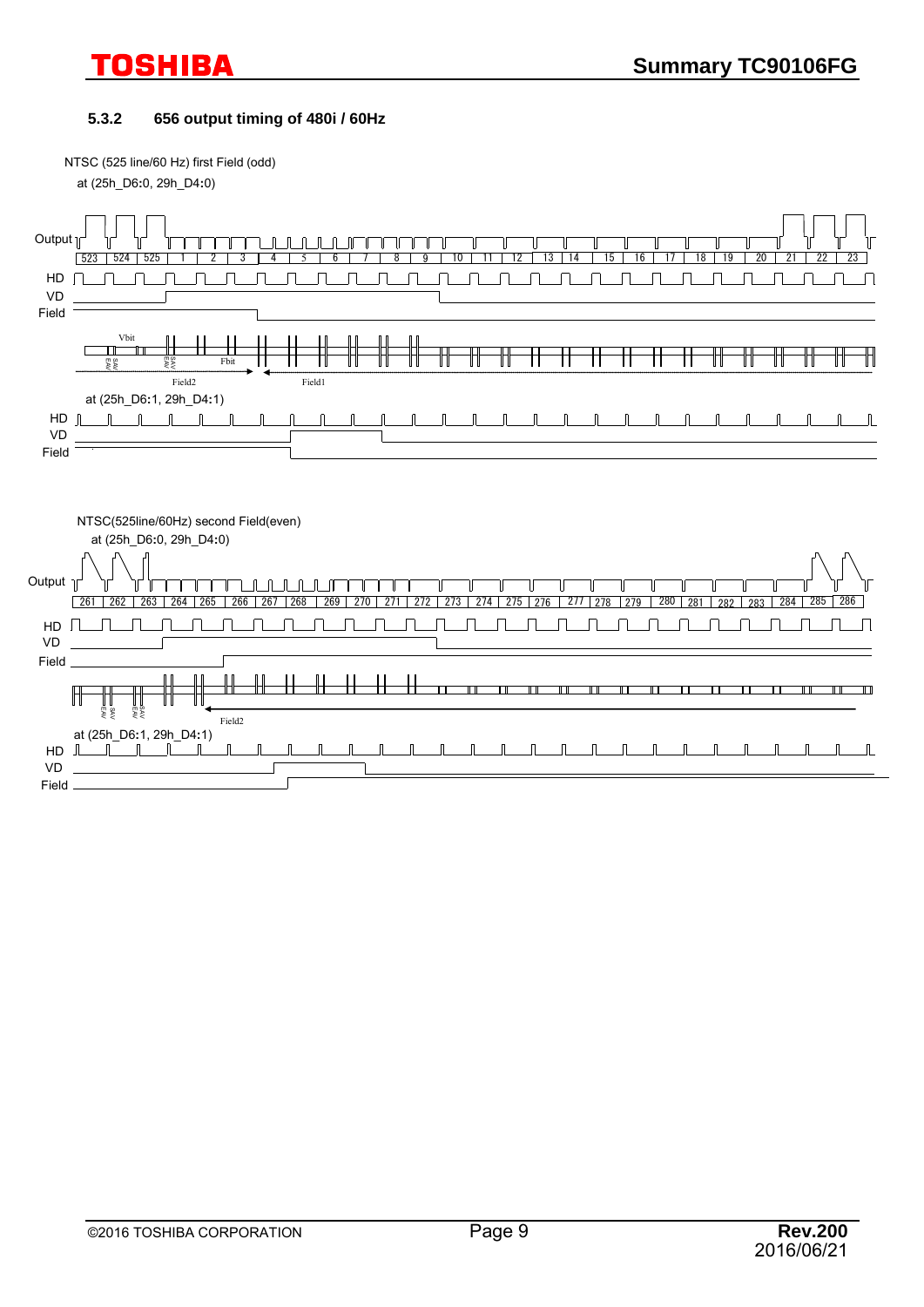### 5.3.2 656 output timing of 480i / 60Hz

NTSC (525 line/60 Hz) first Field (odd)

at (25h_D6:0, 29h_D4:0)

Output

523 | 524 | 525 | 1 | 2 | 3 | 4 | 5 | 6 | 7 | 8 | 9 | 10 | 11 | 12 | 13 | 14 | 15 | 16 | 17 | 18 | 19 | 20 | 21 | 22 | 23

HD

VD

Field

Vbit

EAV SAV

EAV SAV

Fbit

Field2

Field1

at (25h_D6:1, 29h_D4:1)

HD

VD

Field

NTSC(525line/60Hz) second Field(even)

at (25h_D6:0, 29h_D4:0)

Output

261 | 262 | 263 | 264 | 265 | 266 | 267 | 268 | 269 | 270 | 271 | 272 | 273 | 274 | 275 | 276 | 277 | 278 | 279 | 280 | 281 | 282 | 283 | 284 | 285 | 286

HD

VD

Field

EAV SAV

EAV SAV

Field2

at (25h_D6:1, 29h_D4:1)

HD

VD

Field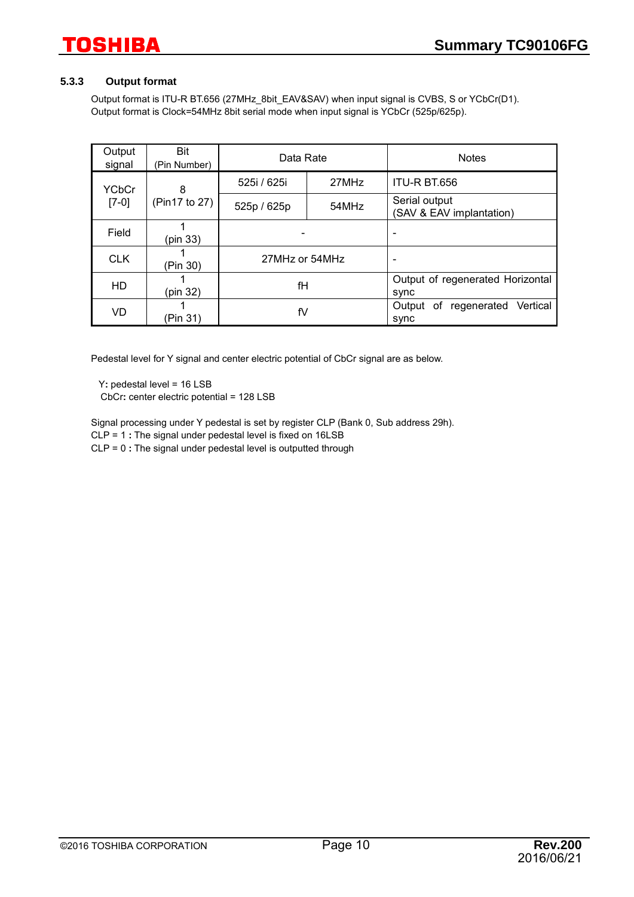### 5.3.3 Output format

Output format is ITU-R BT.656 (27MHz_8bit_EAV&SAV) when input signal is CVBS, S or YCbCr(D1).
Output format is Clock=54MHz 8bit serial mode when input signal is YCbCr (525p/625p).

| Output signal | Bit (Pin Number) | Data Rate | | Notes |
|---|---|---|---|---|
| YCbCr [7-0] | 8 (Pin17 to 27) | 525i / 625i | 27MHz | ITU-R BT.656 |
| | | 525p / 625p | 54MHz | Serial output (SAV & EAV implantation) |
| Field | 1 (pin 33) | - | | - |
| CLK | 1 (Pin 30) | 27MHz or 54MHz | | - |
| HD | 1 (pin 32) | fH | | Output of regenerated Horizontal sync |
| VD | 1 (Pin 31) | fV | | Output of regenerated Vertical sync |

Pedestal level for Y signal and center electric potential of CbCr signal are as below.

Y**:** pedestal level = 16 LSB
CbCr**:** center electric potential = 128 LSB

Signal processing under Y pedestal is set by register CLP (Bank 0, Sub address 29h).
CLP = 1 **:** The signal under pedestal level is fixed on 16LSB
CLP = 0 **:** The signal under pedestal level is outputted through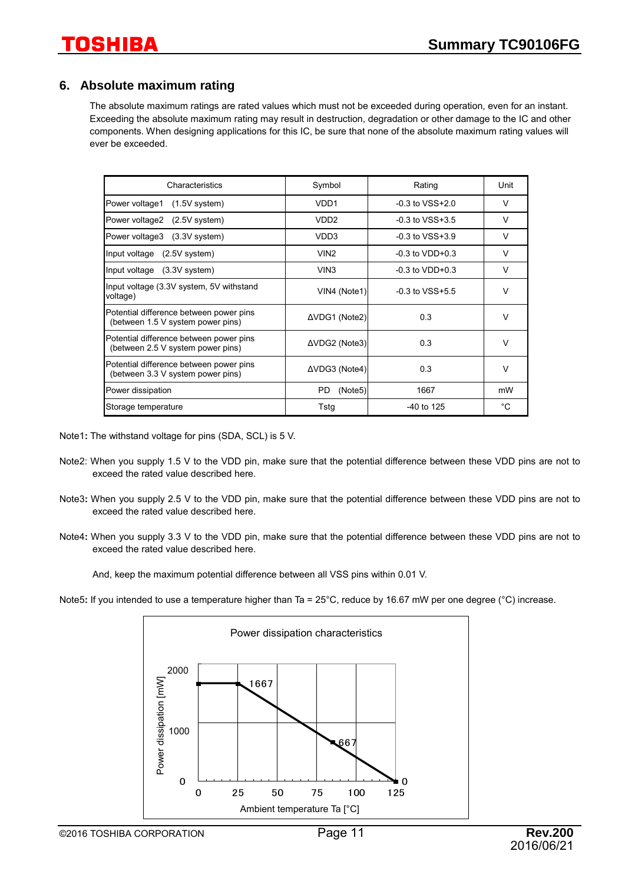## 6. Absolute maximum rating

The absolute maximum ratings are rated values which must not be exceeded during operation, even for an instant. Exceeding the absolute maximum rating may result in destruction, degradation or other damage to the IC and other components. When designing applications for this IC, be sure that none of the absolute maximum rating values will ever be exceeded.

| Characteristics | Symbol | Rating | Unit |
|---|---|---|---|
| Power voltage1 (1.5V system) | VDD1 | -0.3 to VSS+2.0 | V |
| Power voltage2 (2.5V system) | VDD2 | -0.3 to VSS+3.5 | V |
| Power voltage3 (3.3V system) | VDD3 | -0.3 to VSS+3.9 | V |
| Input voltage (2.5V system) | VIN2 | -0.3 to VDD+0.3 | V |
| Input voltage (3.3V system) | VIN3 | -0.3 to VDD+0.3 | V |
| Input voltage (3.3V system, 5V withstand voltage) | VIN4 (Note1) | -0.3 to VSS+5.5 | V |
| Potential difference between power pins (between 1.5 V system power pins) | ΔVDG1 (Note2) | 0.3 | V |
| Potential difference between power pins (between 2.5 V system power pins) | ΔVDG2 (Note3) | 0.3 | V |
| Potential difference between power pins (between 3.3 V system power pins) | ΔVDG3 (Note4) | 0.3 | V |
| Power dissipation | PD (Note5) | 1667 | mW |
| Storage temperature | Tstg | -40 to 125 | °C |

Note1: The withstand voltage for pins (SDA, SCL) is 5 V.

Note2: When you supply 1.5 V to the VDD pin, make sure that the potential difference between these VDD pins are not to exceed the rated value described here.

Note3: When you supply 2.5 V to the VDD pin, make sure that the potential difference between these VDD pins are not to exceed the rated value described here.

Note4: When you supply 3.3 V to the VDD pin, make sure that the potential difference between these VDD pins are not to exceed the rated value described here.

And, keep the maximum potential difference between all VSS pins within 0.01 V.

Note5: If you intended to use a temperature higher than Ta = 25°C, reduce by 16.67 mW per one degree (°C) increase.

Power dissipation characteristics

| Ambient temperature Ta [°C] | Power dissipation [mW] |
|---|---|
| 0 | 1667 |
| 25 | 1667 |
| 85 | 667 |
| 125 | 0 |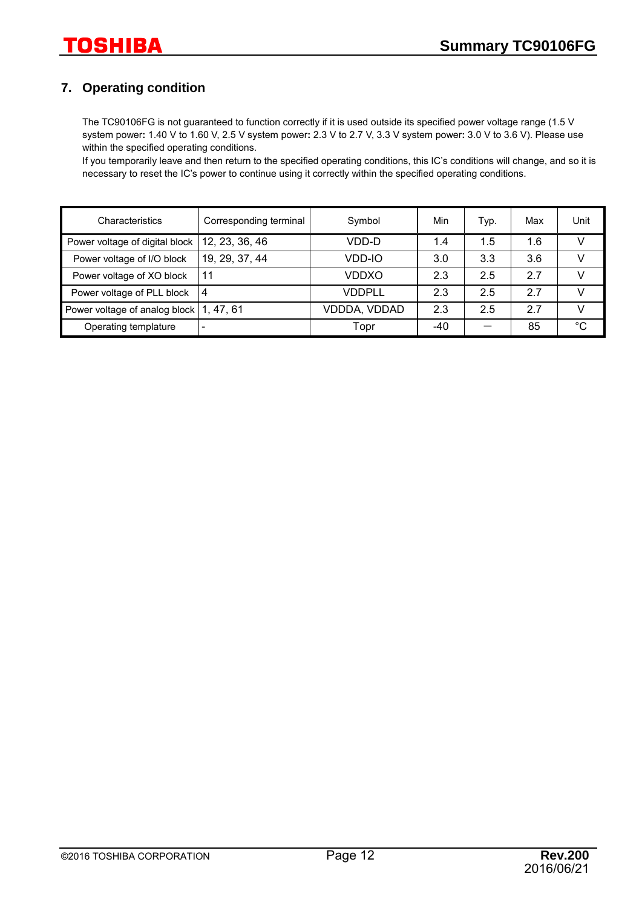## 7. Operating condition

The TC90106FG is not guaranteed to function correctly if it is used outside its specified power voltage range (1.5 V system power: 1.40 V to 1.60 V, 2.5 V system power: 2.3 V to 2.7 V, 3.3 V system power: 3.0 V to 3.6 V). Please use within the specified operating conditions.

If you temporarily leave and then return to the specified operating conditions, this IC's conditions will change, and so it is necessary to reset the IC's power to continue using it correctly within the specified operating conditions.

| Characteristics | Corresponding terminal | Symbol | Min | Typ. | Max | Unit |
|---|---|---|---|---|---|---|
| Power voltage of digital block | 12, 23, 36, 46 | VDD-D | 1.4 | 1.5 | 1.6 | V |
| Power voltage of I/O block | 19, 29, 37, 44 | VDD-IO | 3.0 | 3.3 | 3.6 | V |
| Power voltage of XO block | 11 | VDDXO | 2.3 | 2.5 | 2.7 | V |
| Power voltage of PLL block | 4 | VDDPLL | 2.3 | 2.5 | 2.7 | V |
| Power voltage of analog block | 1, 47, 61 | VDDDA, VDDAD | 2.3 | 2.5 | 2.7 | V |
| Operating template | - | Topr | -40 | — | 85 | °C |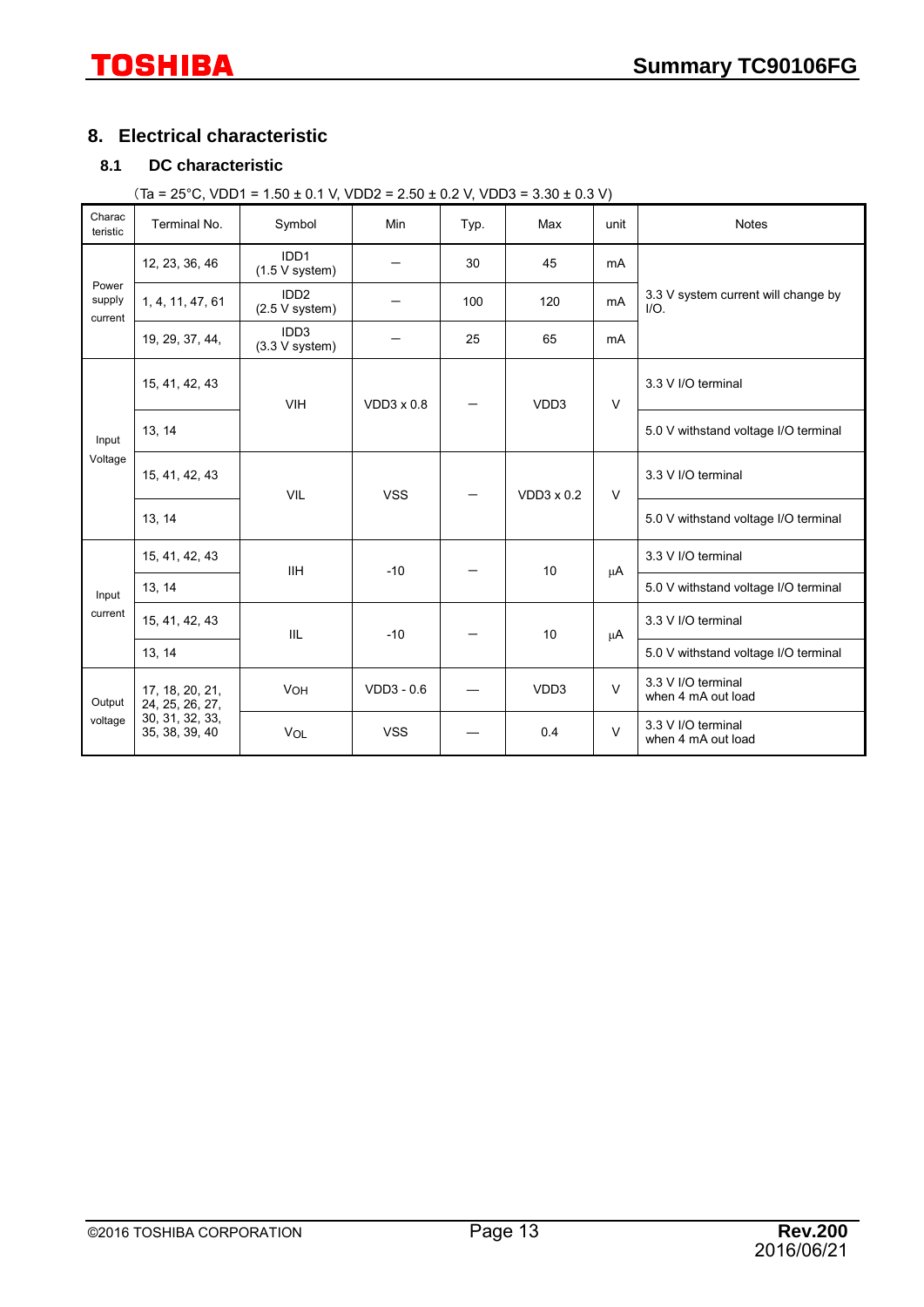## 8. Electrical characteristic

### 8.1 DC characteristic

(Ta = 25°C, VDD1 = 1.50 ± 0.1 V, VDD2 = 2.50 ± 0.2 V, VDD3 = 3.30 ± 0.3 V)

| Characteristic | Terminal No. | Symbol | Min | Typ. | Max | unit | Notes |
|---|---|---|---|---|---|---|---|
| Power supply current | 12, 23, 36, 46 | IDD1 (1.5 V system) | — | 30 | 45 | mA | 3.3 V system current will change by I/O. |
| | 1, 4, 11, 47, 61 | IDD2 (2.5 V system) | — | 100 | 120 | mA | |
| | 19, 29, 37, 44, | IDD3 (3.3 V system) | — | 25 | 65 | mA | |
| Input Voltage | 15, 41, 42, 43 | VIH | VDD3 x 0.8 | — | VDD3 | V | 3.3 V I/O terminal |
| | 13, 14 | | | | | | 5.0 V withstand voltage I/O terminal |
| | 15, 41, 42, 43 | VIL | VSS | — | VDD3 x 0.2 | V | 3.3 V I/O terminal |
| | 13, 14 | | | | | | 5.0 V withstand voltage I/O terminal |
| Input current | 15, 41, 42, 43 | IIH | -10 | — | 10 | μA | 3.3 V I/O terminal |
| | 13, 14 | | | | | | 5.0 V withstand voltage I/O terminal |
| | 15, 41, 42, 43 | IIL | -10 | — | 10 | μA | 3.3 V I/O terminal |
| | 13, 14 | | | | | | 5.0 V withstand voltage I/O terminal |
| Output voltage | 17, 18, 20, 21, 24, 25, 26, 27, 30, 31, 32, 33, 35, 38, 39, 40 | $V_{OH}$ | VDD3 - 0.6 | — | VDD3 | V | 3.3 V I/O terminal when 4 mA out load |
| | | $V_{OL}$ | VSS | — | 0.4 | V | 3.3 V I/O terminal when 4 mA out load |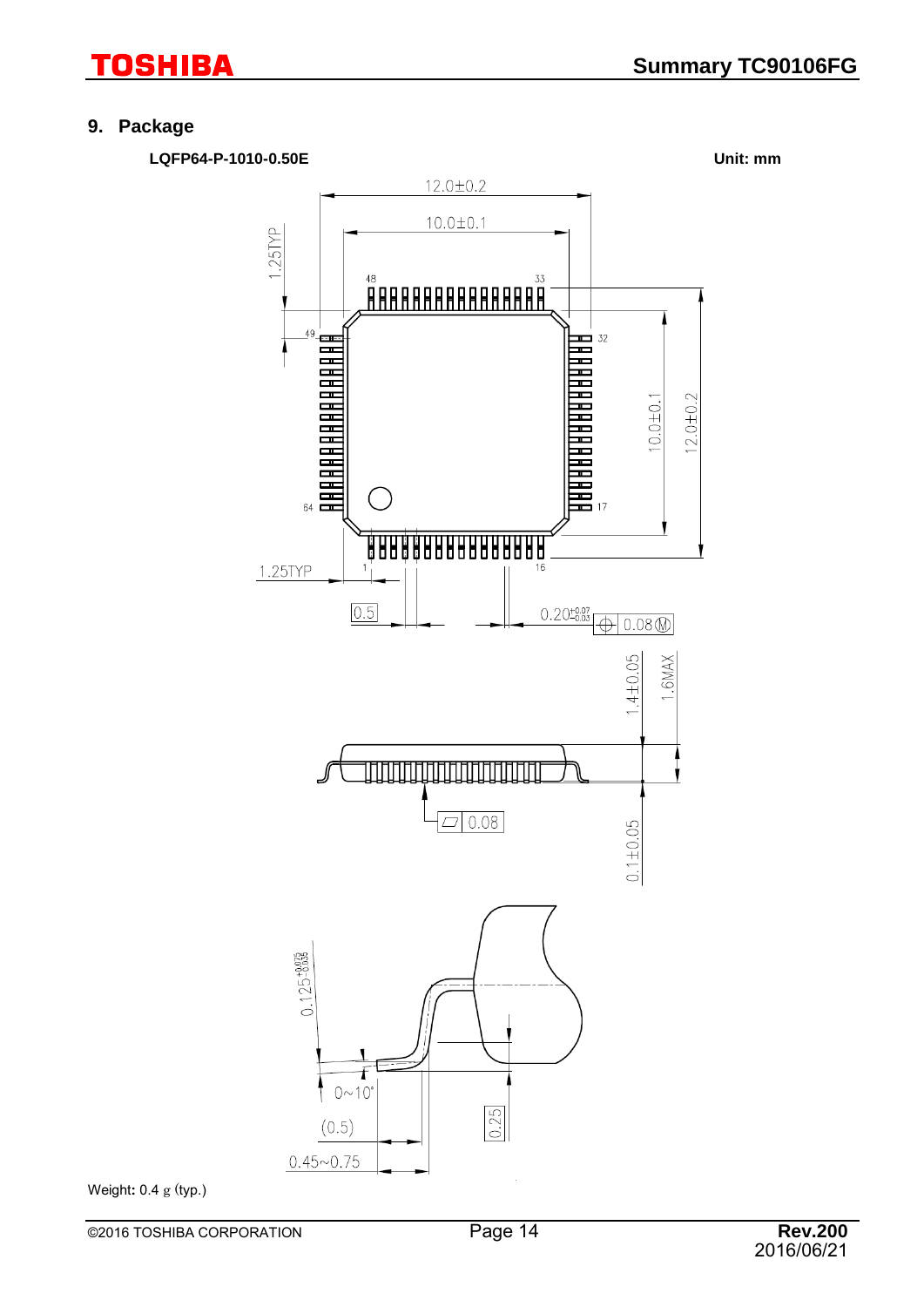## 9. Package

**LQFP64-P-1010-0.50E** **Unit: mm**

Weight: 0.4 g (typ.)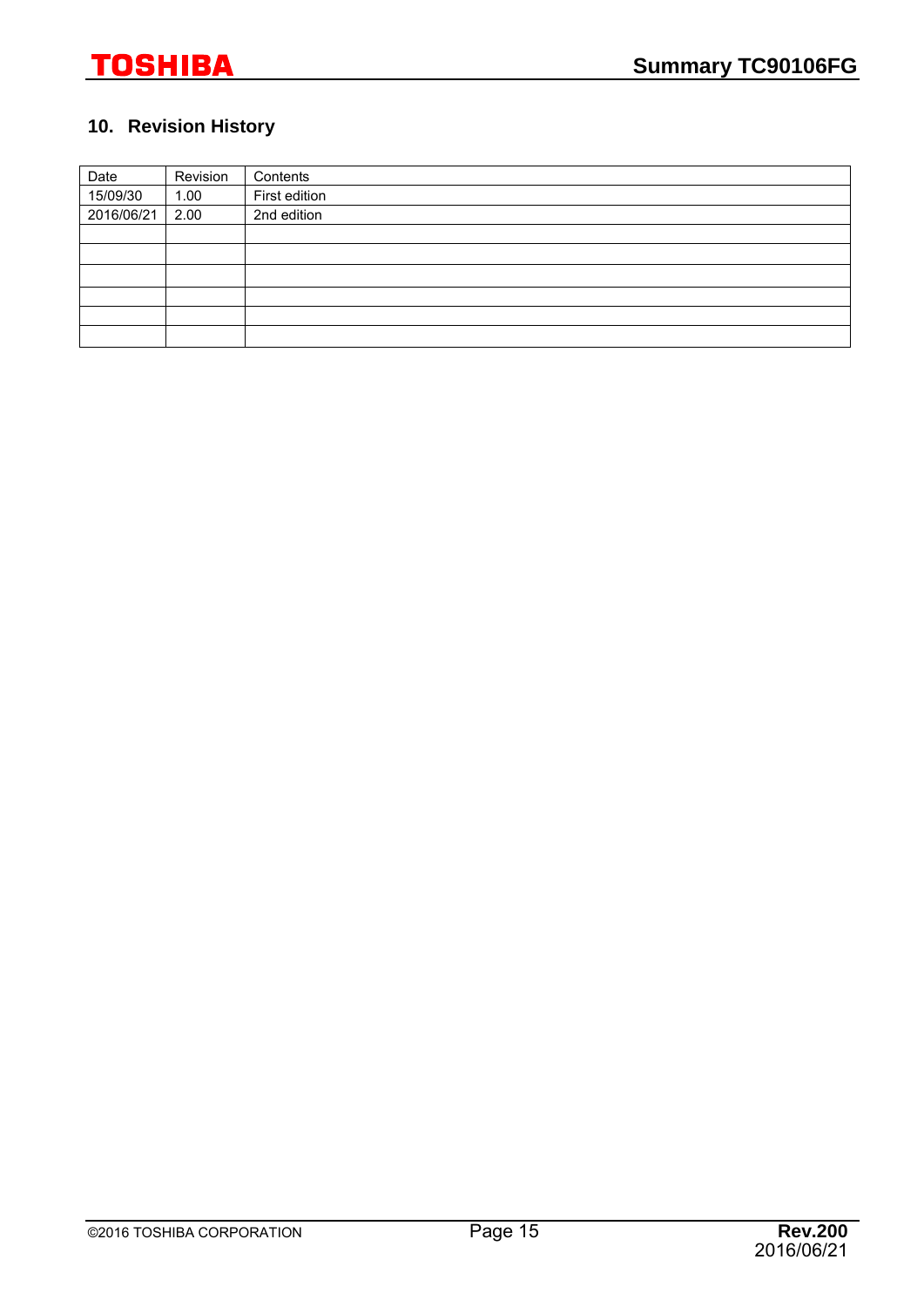## 10. Revision History

| Date | Revision | Contents |
|---|---|---|
| 15/09/30 | 1.00 | First edition |
| 2016/06/21 | 2.00 | 2nd edition |
| | | |
| | | |
| | | |
| | | |
| | | |
| | | |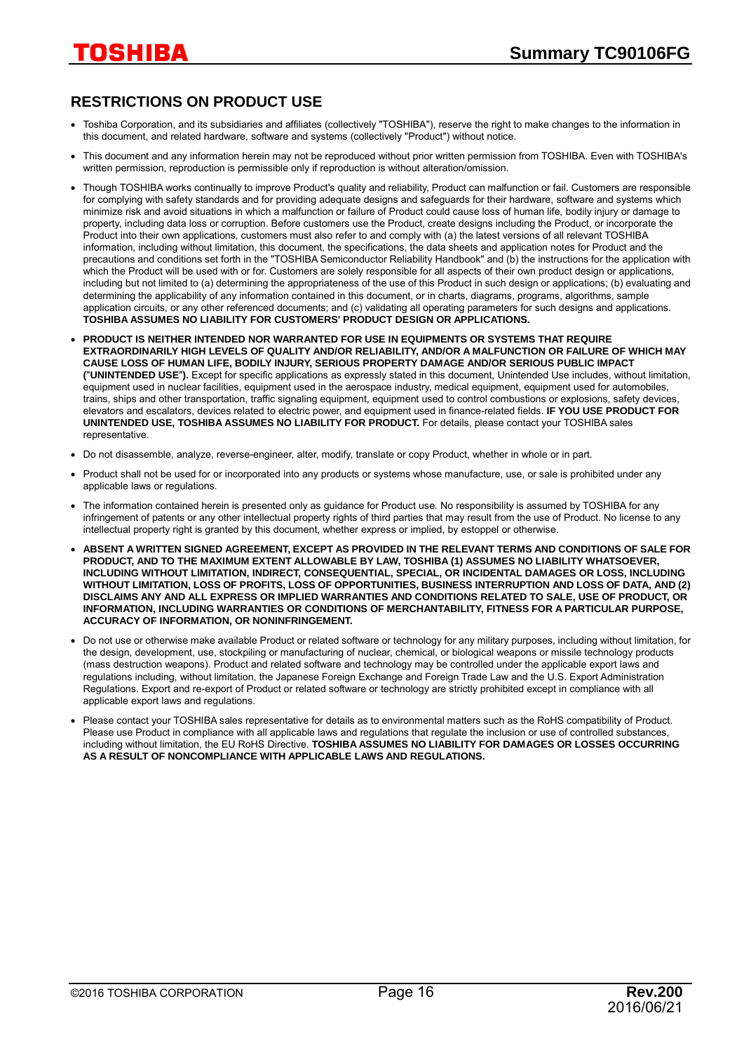## RESTRICTIONS ON PRODUCT USE

- Toshiba Corporation, and its subsidiaries and affiliates (collectively "TOSHIBA"), reserve the right to make changes to the information in this document, and related hardware, software and systems (collectively "Product") without notice.
- This document and any information herein may not be reproduced without prior written permission from TOSHIBA. Even with TOSHIBA's written permission, reproduction is permissible only if reproduction is without alteration/omission.
- Though TOSHIBA works continually to improve Product's quality and reliability, Product can malfunction or fail. Customers are responsible for complying with safety standards and for providing adequate designs and safeguards for their hardware, software and systems which minimize risk and avoid situations in which a malfunction or failure of Product could cause loss of human life, bodily injury or damage to property, including data loss or corruption. Before customers use the Product, create designs including the Product, or incorporate the Product into their own applications, customers must also refer to and comply with (a) the latest versions of all relevant TOSHIBA information, including without limitation, this document, the specifications, the data sheets and application notes for Product and the precautions and conditions set forth in the "TOSHIBA Semiconductor Reliability Handbook" and (b) the instructions for the application with which the Product will be used with or for. Customers are solely responsible for all aspects of their own product design or applications, including but not limited to (a) determining the appropriateness of the use of this Product in such design or applications; (b) evaluating and determining the applicability of any information contained in this document, or in charts, diagrams, programs, algorithms, sample application circuits, or any other referenced documents; and (c) validating all operating parameters for such designs and applications. **TOSHIBA ASSUMES NO LIABILITY FOR CUSTOMERS' PRODUCT DESIGN OR APPLICATIONS.**
- **PRODUCT IS NEITHER INTENDED NOR WARRANTED FOR USE IN EQUIPMENTS OR SYSTEMS THAT REQUIRE EXTRAORDINARILY HIGH LEVELS OF QUALITY AND/OR RELIABILITY, AND/OR A MALFUNCTION OR FAILURE OF WHICH MAY CAUSE LOSS OF HUMAN LIFE, BODILY INJURY, SERIOUS PROPERTY DAMAGE AND/OR SERIOUS PUBLIC IMPACT ("UNINTENDED USE").** Except for specific applications as expressly stated in this document, Unintended Use includes, without limitation, equipment used in nuclear facilities, equipment used in the aerospace industry, medical equipment, equipment used for automobiles, trains, ships and other transportation, traffic signaling equipment, equipment used to control combustions or explosions, safety devices, elevators and escalators, devices related to electric power, and equipment used in finance-related fields. **IF YOU USE PRODUCT FOR UNINTENDED USE, TOSHIBA ASSUMES NO LIABILITY FOR PRODUCT.** For details, please contact your TOSHIBA sales representative.
- Do not disassemble, analyze, reverse-engineer, alter, modify, translate or copy Product, whether in whole or in part.
- Product shall not be used for or incorporated into any products or systems whose manufacture, use, or sale is prohibited under any applicable laws or regulations.
- The information contained herein is presented only as guidance for Product use. No responsibility is assumed by TOSHIBA for any infringement of patents or any other intellectual property rights of third parties that may result from the use of Product. No license to any intellectual property right is granted by this document, whether express or implied, by estoppel or otherwise.
- **ABSENT A WRITTEN SIGNED AGREEMENT, EXCEPT AS PROVIDED IN THE RELEVANT TERMS AND CONDITIONS OF SALE FOR PRODUCT, AND TO THE MAXIMUM EXTENT ALLOWABLE BY LAW, TOSHIBA (1) ASSUMES NO LIABILITY WHATSOEVER, INCLUDING WITHOUT LIMITATION, INDIRECT, CONSEQUENTIAL, SPECIAL, OR INCIDENTAL DAMAGES OR LOSS, INCLUDING WITHOUT LIMITATION, LOSS OF PROFITS, LOSS OF OPPORTUNITIES, BUSINESS INTERRUPTION AND LOSS OF DATA, AND (2) DISCLAIMS ANY AND ALL EXPRESS OR IMPLIED WARRANTIES AND CONDITIONS RELATED TO SALE, USE OF PRODUCT, OR INFORMATION, INCLUDING WARRANTIES OR CONDITIONS OF MERCHANTABILITY, FITNESS FOR A PARTICULAR PURPOSE, ACCURACY OF INFORMATION, OR NONINFRINGEMENT.**
- Do not use or otherwise make available Product or related software or technology for any military purposes, including without limitation, for the design, development, use, stockpiling or manufacturing of nuclear, chemical, or biological weapons or missile technology products (mass destruction weapons). Product and related software and technology may be controlled under the applicable export laws and regulations including, without limitation, the Japanese Foreign Exchange and Foreign Trade Law and the U.S. Export Administration Regulations. Export and re-export of Product or related software or technology are strictly prohibited except in compliance with all applicable export laws and regulations.
- Please contact your TOSHIBA sales representative for details as to environmental matters such as the RoHS compatibility of Product. Please use Product in compliance with all applicable laws and regulations that regulate the inclusion or use of controlled substances, including without limitation, the EU RoHS Directive. **TOSHIBA ASSUMES NO LIABILITY FOR DAMAGES OR LOSSES OCCURRING AS A RESULT OF NONCOMPLIANCE WITH APPLICABLE LAWS AND REGULATIONS.**